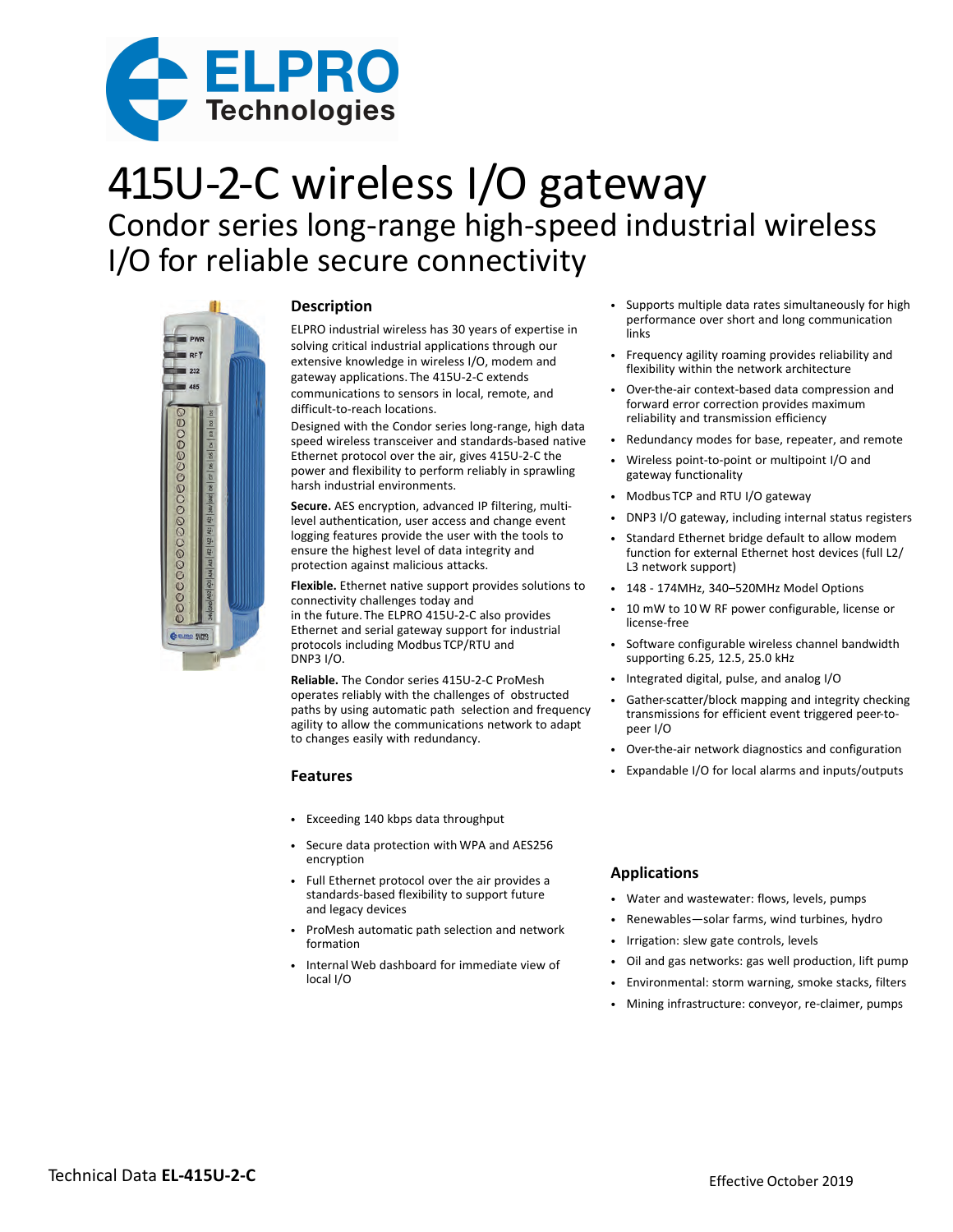# 415U-2-C wireless I/O gateway

## Condor series long-range high-speed industrial wireless I/O for reliable secure connectivity

### Description

ELPRO industrial wireless has 30 years of expertise in solving critical industrial applications through our extensive knowledge in wireless I/O, modem and gateway applications. The 415U-2-C extends communications to sensors in local, remote, and difficult-to-reach locations.

Designed with the Condor series long-range, high data speed wireless transceiver and standards-based native Ethernet protocol over the air, gives 415U-2-C the power and flexibility to perform reliably in sprawling harsh industrial environments.

**Secure.** AES encryption, advanced IP filtering, multi-level authentication, user access and change event logging features provide the user with the tools to ensure the highest level of data integrity and protection against malicious attacks.

**Flexible.** Ethernet native support provides solutions to connectivity challenges today and in the future. The ELPRO 415U-2-C also provides Ethernet and serial gateway support for industrial protocols including Modbus TCP/RTU and DNP3 I/O.

**Reliable.** The Condor series 415U-2-C ProMesh operates reliably with the challenges of obstructed paths by using automatic path selection and frequency agility to allow the communications network to adapt to changes easily with redundancy.

### Features

- Exceeding 140 kbps data throughput
- Secure data protection with WPA and AES256 encryption
- Full Ethernet protocol over the air provides a standards-based flexibility to support future and legacy devices
- ProMesh automatic path selection and network formation
- Internal Web dashboard for immediate view of local I/O
- Supports multiple data rates simultaneously for high performance over short and long communication links
- Frequency agility roaming provides reliability and flexibility within the network architecture
- Over-the-air context-based data compression and forward error correction provides maximum reliability and transmission efficiency
- Redundancy modes for base, repeater, and remote
- Wireless point-to-point or multipoint I/O and gateway functionality
- Modbus TCP and RTU I/O gateway
- DNP3 I/O gateway, including internal status registers
- Standard Ethernet bridge default to allow modem function for external Ethernet host devices (full L2/L3 network support)
- 148 - 174MHz, 340–520MHz Model Options
- 10 mW to 10 W RF power configurable, license or license-free
- Software configurable wireless channel bandwidth supporting 6.25, 12.5, 25.0 kHz
- Integrated digital, pulse, and analog I/O
- Gather-scatter/block mapping and integrity checking transmissions for efficient event triggered peer-to-peer I/O
- Over-the-air network diagnostics and configuration
- Expandable I/O for local alarms and inputs/outputs

### Applications

- Water and wastewater: flows, levels, pumps
- Renewables—solar farms, wind turbines, hydro
- Irrigation: slew gate controls, levels
- Oil and gas networks: gas well production, lift pump
- Environmental: storm warning, smoke stacks, filters
- Mining infrastructure: conveyor, re-claimer, pumps

Technical Data **EL-415U-2-C**

Effective October 2019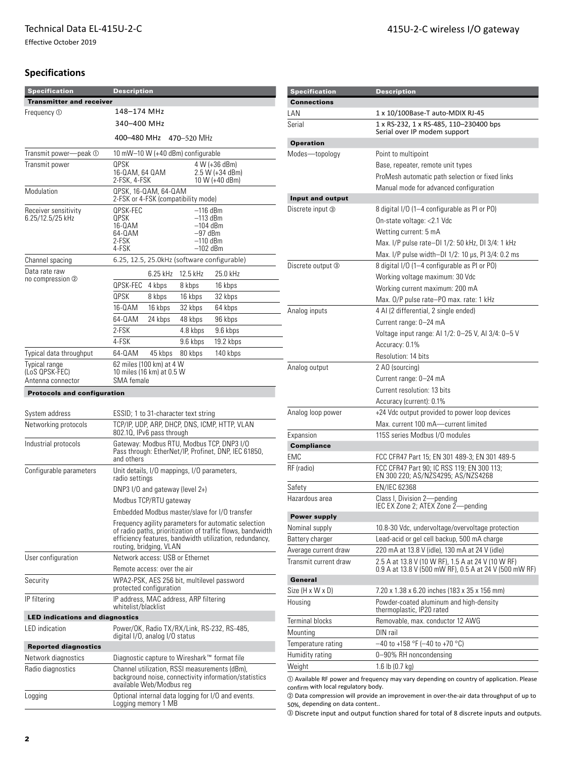## Specifications

| Specification | Description | | | |
|---|---|---|---|---|
| **Transmitter and receiver** | | | | |
| Frequency ① | 148–174 MHz<br>340–400 MHz<br>400–480 MHz 470–520 MHz | | | |
| Transmit power—peak ① | 10 mW–10 W (+40 dBm) configurable | | | |
| Transmit power | QPSK<br>16-QAM, 64 QAM<br>2-FSK, 4-FSK | 4 W (+36 dBm)<br>2.5 W (+34 dBm)<br>10 W (+40 dBm) | | |
| Modulation | QPSK, 16-QAM, 64-QAM<br>2-FSK or 4-FSK (compatibility mode) | | | |
| Receiver sensitivity 6.25/12.5/25 kHz | QPSK-FEC<br>QPSK<br>16-QAM<br>64-QAM<br>2-FSK<br>4-FSK | –116 dBm<br>–113 dBm<br>–104 dBm<br>–97 dBm<br>–110 dBm<br>–102 dBm | | |
| Channel spacing | 6.25, 12.5, 25.0kHz (software configurable) | | | |
| Data rate raw no compression ② | | 6.25 kHz | 12.5 kHz | 25.0 kHz |
| | QPSK-FEC | 4 kbps | 8 kbps | 16 kbps |
| | QPSK | 8 kbps | 16 kbps | 32 kbps |
| | 16-QAM | 16 kbps | 32 kbps | 64 kbps |
| | 64-QAM | 24 kbps | 48 kbps | 96 kbps |
| | 2-FSK | | 4.8 kbps | 9.6 kbps |
| | 4-FSK | | 9.6 kbps | 19.2 kbps |
| Typical data throughput | 64-QAM | 45 kbps | 80 kbps | 140 kbps |
| Typical range (LoS QPSK-FEC) | 62 miles (100 km) at 4 W<br>10 miles (16 km) at 0.5 W | | | |
| Antenna connector | SMA female | | | |
| **Protocols and configuration** | | | | |
| System address | ESSID; 1 to 31-character text string | | | |
| Networking protocols | TCP/IP, UDP, ARP, DHCP, DNS, ICMP, HTTP, VLAN 802.1Q, IPv6 pass through | | | |
| Industrial protocols | Gateway: Modbus RTU, Modbus TCP, DNP3 I/O<br>Pass through: EtherNet/IP, Profinet, DNP, IEC 61850, and others | | | |
| Configurable parameters | Unit details, I/O mappings, I/O parameters, radio settings<br>DNP3 I/O and gateway (level 2+)<br>Modbus TCP/RTU gateway<br>Embedded Modbus master/slave for I/O transfer<br>Frequency agility parameters for automatic selection of radio paths, prioritization of traffic flows, bandwidth efficiency features, bandwidth utilization, redundancy, routing, bridging, VLAN | | | |
| User configuration | Network access: USB or Ethernet<br>Remote access: over the air | | | |
| Security | WPA2-PSK, AES 256 bit, multilevel password protected configuration | | | |
| IP filtering | IP address, MAC address, ARP filtering whitelist/blacklist | | | |
| **LED indications and diagnostics** | | | | |
| LED indication | Power/OK, Radio TX/RX/Link, RS-232, RS-485, digital I/O, analog I/O status | | | |
| **Reported diagnostics** | | | | |
| Network diagnostics | Diagnostic capture to Wireshark™ format file | | | |
| Radio diagnostics | Channel utilization, RSSI measurements (dBm), background noise, connectivity information/statistics available Web/Modbus reg | | | |
| Logging | Optional internal data logging for I/O and events. Logging memory 1 MB | | | |

| Specification | Description |
|---|---|
| **Connections** | |
| LAN | 1 x 10/100Base-T auto-MDIX RJ-45 |
| Serial | 1 x RS-232, 1 x RS-485, 110–230400 bps<br>Serial over IP modem support |
| **Operation** | |
| Modes—topology | Point to multipoint<br>Base, repeater, remote unit types<br>ProMesh automatic path selection or fixed links<br>Manual mode for advanced configuration |
| **Input and output** | |
| Discrete input ③ | 8 digital I/O (1–4 configurable as PI or PO)<br>On-state voltage: <2.1 Vdc<br>Wetting current: 5 mA<br>Max. I/P pulse rate–DI 1/2: 50 kHz, DI 3/4: 1 kHz<br>Max. I/P pulse width–DI 1/2: 10 µs, PI 3/4: 0.2 ms |
| Discrete output ③ | 8 digital I/O (1–4 configurable as PI or PO)<br>Working voltage maximum: 30 Vdc<br>Working current maximum: 200 mA<br>Max. O/P pulse rate–PO max. rate: 1 kHz |
| Analog inputs | 4 AI (2 differential, 2 single ended)<br>Current range: 0–24 mA<br>Voltage input range: AI 1/2: 0–25 V, AI 3/4: 0–5 V<br>Accuracy: 0.1%<br>Resolution: 14 bits |
| Analog output | 2 AO (sourcing)<br>Current range: 0–24 mA<br>Current resolution: 13 bits<br>Accuracy (current): 0.1% |
| Analog loop power | +24 Vdc output provided to power loop devices<br>Max. current 100 mA—current limited |
| Expansion | 115S series Modbus I/O modules |
| **Compliance** | |
| EMC | FCC CFR47 Part 15; EN 301 489-3; EN 301 489-5 |
| RF (radio) | FCC CFR47 Part 90; IC RSS 119; EN 300 113; EN 300 220; AS/NZS4295; AS/NZS4268 |
| Safety | EN/IEC 62368 |
| Hazardous area | Class I, Division 2—pending<br>IEC EX Zone 2; ATEX Zone 2—pending |
| **Power supply** | |
| Nominal supply | 10.8-30 Vdc, undervoltage/overvoltage protection |
| Battery charger | Lead-acid or gel cell backup, 500 mA charge |
| Average current draw | 220 mA at 13.8 V (idle), 130 mA at 24 V (idle) |
| Transmit current draw | 2.5 A at 13.8 V (10 W RF), 1.5 A at 24 V (10 W RF)<br>0.9 A at 13.8 V (500 mW RF), 0.5 A at 24 V (500 mW RF) |
| **General** | |
| Size (H x W x D) | 7.20 x 1.38 x 6.20 inches (183 x 35 x 156 mm) |
| Housing | Powder-coated aluminum and high-density thermoplastic, IP20 rated |
| Terminal blocks | Removable, max. conductor 12 AWG |
| Mounting | DIN rail |
| Temperature rating | –40 to +158 °F (–40 to +70 °C) |
| Humidity rating | 0–90% RH noncondensing |
| Weight | 1.6 lb (0.7 kg) |

① Available RF power and frequency may vary depending on country of application. Please confirm with local regulatory body.

② Data compression will provide an improvement in over-the-air data throughput of up to 50%, depending on data content..

③ Discrete input and output function shared for total of 8 discrete inputs and outputs.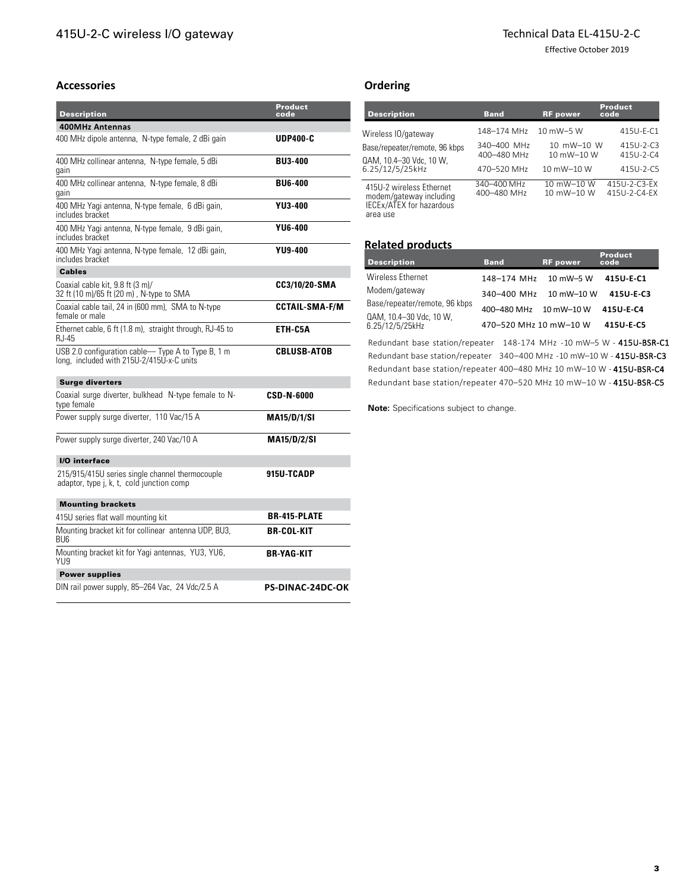## Accessories

| Description | Product code |
|---|---|
| **400MHz Antennas** | |
| 400 MHz dipole antenna, N-type female, 2 dBi gain | **UDP400-C** |
| 400 MHz collinear antenna, N-type female, 5 dBi gain | **BU3-400** |
| 400 MHz collinear antenna, N-type female, 8 dBi gain | **BU6-400** |
| 400 MHz Yagi antenna, N-type female, 6 dBi gain, includes bracket | **YU3-400** |
| 400 MHz Yagi antenna, N-type female, 9 dBi gain, includes bracket | **YU6-400** |
| 400 MHz Yagi antenna, N-type female, 12 dBi gain, includes bracket | **YU9-400** |
| **Cables** | |
| Coaxial cable kit, 9.8 ft (3 m)/ 32 ft (10 m)/65 ft (20 m) , N-type to SMA | **CC3/10/20-SMA** |
| Coaxial cable tail, 24 in (600 mm), SMA to N-type female or male | **CCTAIL-SMA-F/M** |
| Ethernet cable, 6 ft (1.8 m), straight through, RJ-45 to RJ-45 | **ETH-C5A** |
| USB 2.0 configuration cable— Type A to Type B, 1 m long, included with 215U-2/415U-x-C units | **CBLUSB-ATOB** |
| **Surge diverters** | |
| Coaxial surge diverter, bulkhead N-type female to N-type female | **CSD-N-6000** |
| Power supply surge diverter, 110 Vac/15 A | **MA15/D/1/SI** |
| Power supply surge diverter, 240 Vac/10 A | **MA15/D/2/SI** |
| **I/O interface** | |
| 215/915/415U series single channel thermocouple adaptor, type j, k, t, cold junction comp | **915U-TCADP** |
| **Mounting brackets** | |
| 415U series flat wall mounting kit | **BR-415-PLATE** |
| Mounting bracket kit for collinear antenna UDP, BU3, BU6 | **BR-COL-KIT** |
| Mounting bracket kit for Yagi antennas, YU3, YU6, YU9 | **BR-YAG-KIT** |
| **Power supplies** | |
| DIN rail power supply, 85–264 Vac, 24 Vdc/2.5 A | **PS-DINAC-24DC-OK** |

## Ordering

| Description | Band | RF power | Product code |
|---|---|---|---|
| Wireless IO/gateway Base/repeater/remote, 96 kbps QAM, 10.4–30 Vdc, 10 W, 6.25/12/5/25kHz | 148–174 MHz | 10 mW–5 W | 415U-E-C1 |
| | 340–400 MHz | 10 mW–10 W | 415U-2-C3 |
| | 400–480 MHz | 10 mW–10 W | 415U-2-C4 |
| | 470–520 MHz | 10 mW–10 W | 415U-2-C5 |
| 415U-2 wireless Ethernet modem/gateway including IECEx/ATEX for hazardous area use | 340–400 MHz | 10 mW–10 W | 415U-2-C3-EX |
| | 400–480 MHz | 10 mW–10 W | 415U-2-C4-EX |

## Related products

| Description | Band | RF power | Product code |
|---|---|---|---|
| Wireless Ethernet Modem/gateway Base/repeater/remote, 96 kbps QAM, 10.4–30 Vdc, 10 W, 6.25/12/5/25kHz | 148–174 MHz | 10 mW–5 W | **415U-E-C1** |
| | 340–400 MHz | 10 mW–10 W | **415U-E-C3** |
| | 400–480 MHz | 10 mW–10 W | **415U-E-C4** |
| | 470–520 MHz | 10 mW–10 W | **415U-E-C5** |

Redundant base station/repeater 148-174 MHz -10 mW–5 W - **415U-BSR-C1**

Redundant base station/repeater 340–400 MHz -10 mW–10 W - **415U-BSR-C3**

Redundant base station/repeater 400–480 MHz 10 mW–10 W - **415U-BSR-C4**

Redundant base station/repeater 470–520 MHz 10 mW–10 W - **415U-BSR-C5**

**Note:** Specifications subject to change.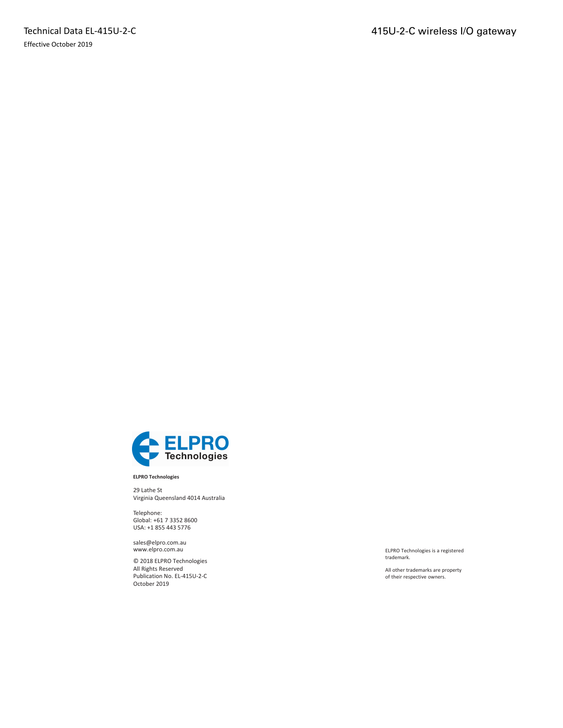**ELPRO Technologies**

29 Lathe St
Virginia Queensland 4014 Australia

Telephone:
Global: +61 7 3352 8600
USA: +1 855 443 5776

sales@elpro.com.au
www.elpro.com.au

© 2018 ELPRO Technologies
All Rights Reserved
Publication No. EL-415U-2-C
October 2019

ELPRO Technologies is a registered trademark.

All other trademarks are property of their respective owners.